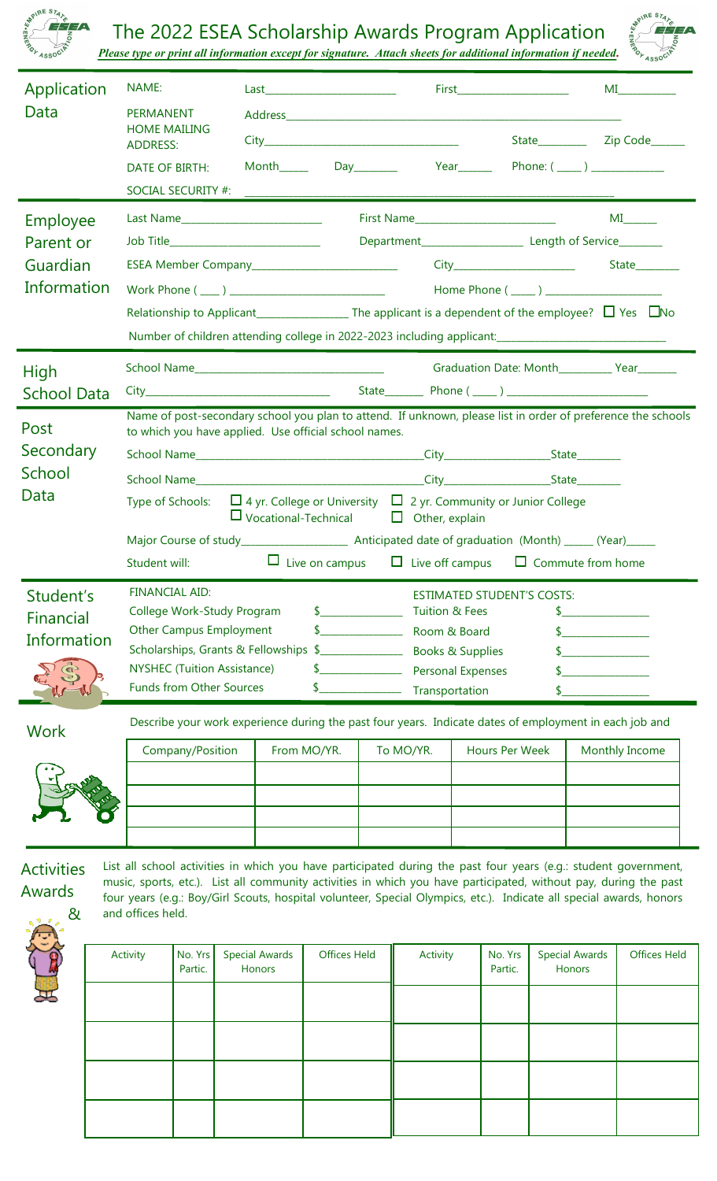# The 2022 ESEA Scholarship Awards Program Application

***Please type or print all information except for signature. Attach sheets for additional information if needed.***

## Application Data

NAME: Last\_\_\_\_\_\_\_\_\_\_\_\_\_\_\_\_\_\_\_\_\_\_ First\_\_\_\_\_\_\_\_\_\_\_\_\_\_\_\_\_\_\_\_ MI\_\_\_\_\_\_\_\_\_\_

PERMANENT HOME MAILING ADDRESS: Address\_\_\_\_\_\_\_\_\_\_\_\_\_\_\_\_\_\_\_\_\_\_\_\_\_\_\_\_\_\_\_\_\_\_\_\_\_\_\_\_\_\_\_\_\_\_\_\_\_\_\_\_\_\_\_\_\_\_

City\_\_\_\_\_\_\_\_\_\_\_\_\_\_\_\_\_\_\_\_\_\_\_\_\_\_\_\_\_\_\_\_ State\_\_\_\_\_\_\_\_\_ Zip Code\_\_\_\_\_\_

DATE OF BIRTH: Month\_\_\_\_\_ Day\_\_\_\_\_\_\_ Year\_\_\_\_\_\_ Phone: ( \_\_\_\_ ) \_\_\_\_\_\_\_\_\_\_\_\_

SOCIAL SECURITY #: \_\_\_\_\_\_\_\_\_\_\_\_\_\_\_\_\_\_\_\_\_\_\_\_\_\_\_\_\_\_\_\_\_\_\_\_\_\_\_\_\_\_\_\_\_\_\_\_\_\_\_\_\_\_\_\_\_\_

## Employee Parent or Guardian Information

Last Name\_\_\_\_\_\_\_\_\_\_\_\_\_\_\_\_\_\_\_\_\_\_\_ First Name\_\_\_\_\_\_\_\_\_\_\_\_\_\_\_\_\_\_\_\_\_\_\_\_ MI\_\_\_\_\_

Job Title\_\_\_\_\_\_\_\_\_\_\_\_\_\_\_\_\_\_\_\_\_\_\_\_\_ Department\_\_\_\_\_\_\_\_\_\_\_\_\_\_\_\_\_\_ Length of Service\_\_\_\_\_\_\_\_

ESEA Member Company\_\_\_\_\_\_\_\_\_\_\_\_\_\_\_\_\_\_\_\_\_\_\_\_ City\_\_\_\_\_\_\_\_\_\_\_\_\_\_\_\_\_\_\_\_ State\_\_\_\_\_\_\_\_

Work Phone ( \_\_\_ ) \_\_\_\_\_\_\_\_\_\_\_\_\_\_\_\_\_\_\_\_\_\_\_\_\_ Home Phone ( \_\_\_\_ ) \_\_\_\_\_\_\_\_\_\_\_\_\_\_\_\_\_\_\_\_

Relationship to Applicant\_\_\_\_\_\_\_\_\_\_\_\_\_\_\_\_ The applicant is a dependent of the employee? ☐ Yes ☐ No

Number of children attending college in 2022-2023 including applicant:\_\_\_\_\_\_\_\_\_\_\_\_\_\_\_\_\_\_\_\_\_\_\_\_\_\_\_\_\_

## High School Data

School Name\_\_\_\_\_\_\_\_\_\_\_\_\_\_\_\_\_\_\_\_\_\_\_\_\_\_\_\_\_\_\_\_\_\_ Graduation Date: Month\_\_\_\_\_\_\_\_\_ Year\_\_\_\_\_\_\_

City\_\_\_\_\_\_\_\_\_\_\_\_\_\_\_\_\_\_\_\_\_\_\_\_\_\_\_\_\_\_\_\_ State\_\_\_\_\_\_\_ Phone ( \_\_\_\_ ) \_\_\_\_\_\_\_\_\_\_\_\_\_\_\_\_\_\_\_\_\_\_\_\_

## Post Secondary School Data

Name of post-secondary school you plan to attend. If unknown, please list in order of preference the schools to which you have applied. Use official school names.

School Name\_\_\_\_\_\_\_\_\_\_\_\_\_\_\_\_\_\_\_\_\_\_\_\_\_\_\_\_\_\_\_\_\_\_\_\_\_\_\_\_\_\_City\_\_\_\_\_\_\_\_\_\_\_\_\_\_\_\_\_\_\_State\_\_\_\_\_\_\_\_

School Name\_\_\_\_\_\_\_\_\_\_\_\_\_\_\_\_\_\_\_\_\_\_\_\_\_\_\_\_\_\_\_\_\_\_\_\_\_\_\_\_\_\_City\_\_\_\_\_\_\_\_\_\_\_\_\_\_\_\_\_\_\_State\_\_\_\_\_\_\_\_

Type of Schools: ☐ 4 yr. College or University ☐ 2 yr. Community or Junior College ☐ Vocational-Technical ☐ Other, explain

Major Course of study\_\_\_\_\_\_\_\_\_\_\_\_\_\_\_\_\_\_ Anticipated date of graduation (Month) \_\_\_\_\_ (Year)\_\_\_\_\_

Student will: ☐ Live on campus ☐ Live off campus ☐ Commute from home

## Student's Financial Information

| FINANCIAL AID: | | ESTIMATED STUDENT'S COSTS: | |
|---|---|---|---|
| College Work-Study Program | \$\_\_\_\_\_\_\_\_\_\_\_\_\_\_ | Tuition & Fees | \$\_\_\_\_\_\_\_\_\_\_\_\_\_\_\_ |
| Other Campus Employment | \$\_\_\_\_\_\_\_\_\_\_\_\_\_\_ | Room & Board | \$\_\_\_\_\_\_\_\_\_\_\_\_\_\_\_ |
| Scholarships, Grants & Fellowships | \$\_\_\_\_\_\_\_\_\_\_\_\_\_\_ | Books & Supplies | \$\_\_\_\_\_\_\_\_\_\_\_\_\_\_\_ |
| NYSHEC (Tuition Assistance) | \$\_\_\_\_\_\_\_\_\_\_\_\_\_\_ | Personal Expenses | \$\_\_\_\_\_\_\_\_\_\_\_\_\_\_\_ |
| Funds from Other Sources | \$\_\_\_\_\_\_\_\_\_\_\_\_\_\_ | Transportation | \$\_\_\_\_\_\_\_\_\_\_\_\_\_\_\_ |

## Work

Describe your work experience during the past four years. Indicate dates of employment in each job and

| Company/Position | From MO/YR. | To MO/YR. | Hours Per Week | Monthly Income |
|---|---|---|---|---|
| | | | | |
| | | | | |
| | | | | |

## Activities Awards &

List all school activities in which you have participated during the past four years (e.g.: student government, music, sports, etc.). List all community activities in which you have participated, without pay, during the past four years (e.g.: Boy/Girl Scouts, hospital volunteer, Special Olympics, etc.). Indicate all special awards, honors and offices held.

| Activity | No. Yrs Partic. | Special Awards Honors | Offices Held | Activity | No. Yrs Partic. | Special Awards Honors | Offices Held |
|---|---|---|---|---|---|---|---|
| | | | | | | | |
| | | | | | | | |
| | | | | | | | |
| | | | | | | | |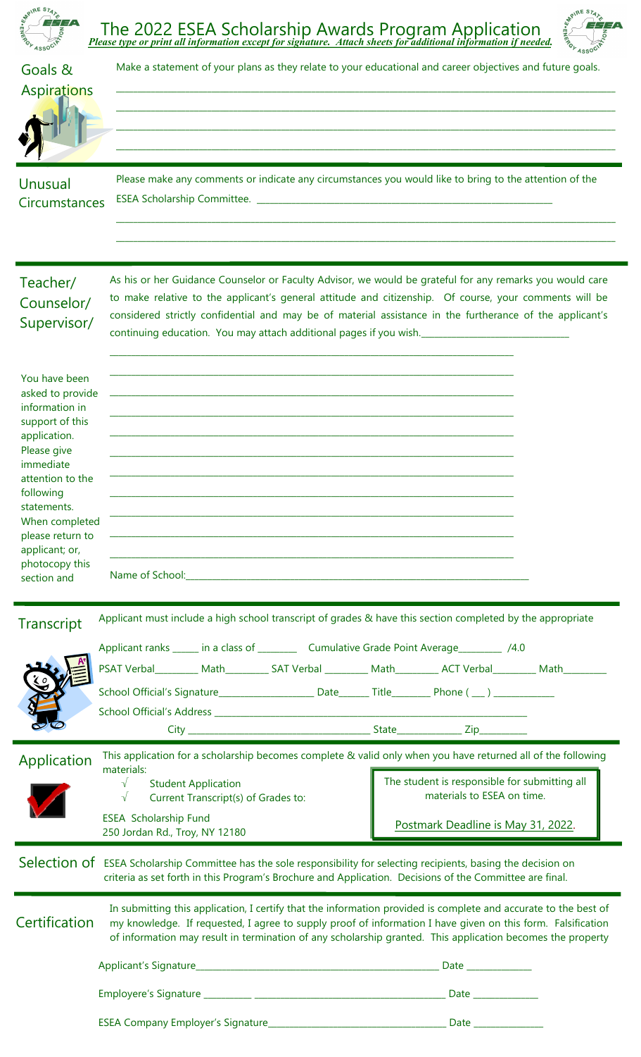# The 2022 ESEA Scholarship Awards Program Application

***Please type or print all information except for signature. Attach sheets for additional information if needed.***

## Goals & Aspirations

Make a statement of your plans as they relate to your educational and career objectives and future goals.

______________________________________________________________________________

______________________________________________________________________________

______________________________________________________________________________

______________________________________________________________________________

## Unusual Circumstances

Please make any comments or indicate any circumstances you would like to bring to the attention of the ESEA Scholarship Committee. ______________________________________________

______________________________________________________________________________

______________________________________________________________________________

## Teacher/ Counselor/ Supervisor/

As his or her Guidance Counselor or Faculty Advisor, we would be grateful for any remarks you would care to make relative to the applicant's general attitude and citizenship. Of course, your comments will be considered strictly confidential and may be of material assistance in the furtherance of the applicant's continuing education. You may attach additional pages if you wish.______________________

You have been asked to provide information in support of this application. Please give immediate attention to the following statements. When completed please return to applicant; or, photocopy this section and

______________________________________________________________________________

______________________________________________________________________________

______________________________________________________________________________

______________________________________________________________________________

______________________________________________________________________________

______________________________________________________________________________

______________________________________________________________________________

______________________________________________________________________________

______________________________________________________________________________

______________________________________________________________________________

______________________________________________________________________________

______________________________________________________________________________

Name of School:______________________________________________________________

## Transcript

Applicant must include a high school transcript of grades & have this section completed by the appropriate

Applicant ranks _____ in a class of ________ Cumulative Grade Point Average_________ /4.0

PSAT Verbal_________ Math_________ SAT Verbal _________ Math_________ ACT Verbal_________ Math_________

School Official's Signature___________________ Date______ Title________ Phone ( ___ ) ____________

School Official's Address ______________________________________________________

City ______________________________ State_____________ Zip_________

## Application

This application for a scholarship becomes complete & valid only when you have returned all of the following materials:

- √ Student Application
- √ Current Transcript(s) of Grades to:

ESEA Scholarship Fund
250 Jordan Rd., Troy, NY 12180

The student is responsible for submitting all materials to ESEA on time.

Postmark Deadline is May 31, 2022.

## Selection of

ESEA Scholarship Committee has the sole responsibility for selecting recipients, basing the decision on criteria as set forth in this Program's Brochure and Application. Decisions of the Committee are final.

## Certification

In submitting this application, I certify that the information provided is complete and accurate to the best of my knowledge. If requested, I agree to supply proof of information I have given on this form. Falsification of information may result in termination of any scholarship granted. This application becomes the property

Applicant's Signature_____________________________________________ Date _____________

Employere's Signature __________ ______________________________________ Date _____________

ESEA Company Employer's Signature____________________________________ Date ______________